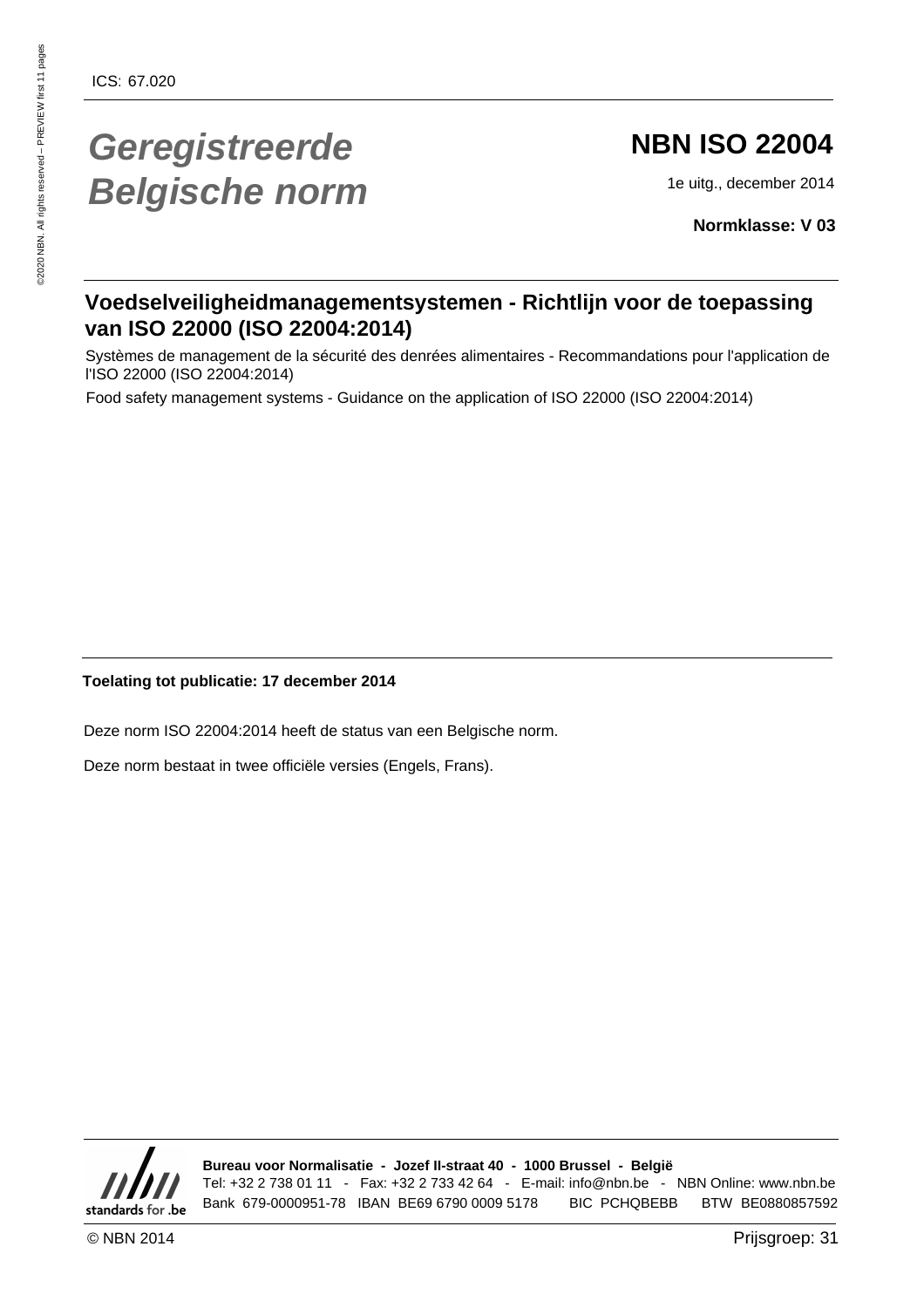ICS: 67.020

# Geregistreerde Belgische norm

## NBN ISO 22004

1e uitg., december 2014

**Normklasse: V 03**

## Voedselveiligheidmanagementsystemen - Richtlijn voor de toepassing van ISO 22000 (ISO 22004:2014)

Systèmes de management de la sécurité des denrées alimentaires - Recommandations pour l'application de l'ISO 22000 (ISO 22004:2014)

Food safety management systems - Guidance on the application of ISO 22000 (ISO 22004:2014)

**Toelating tot publicatie: 17 december 2014**

Deze norm ISO 22004:2014 heeft de status van een Belgische norm.

Deze norm bestaat in twee officiële versies (Engels, Frans).

**Bureau voor Normalisatie - Jozef II-straat 40 - 1000 Brussel - België**
Tel: +32 2 738 01 11 - Fax: +32 2 733 42 64 - E-mail: info@nbn.be - NBN Online: www.nbn.be
Bank 679-0000951-78 IBAN BE69 6790 0009 5178 BIC PCHQBEBB BTW BE0880857592

© NBN 2014

Prijsgroep: 31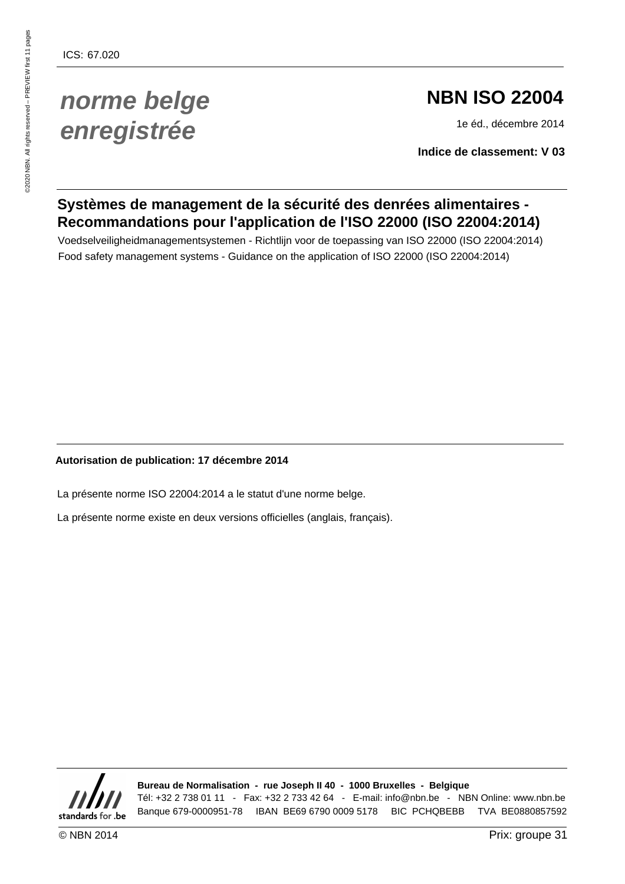ICS: 67.020

*norme belge enregistrée*

# NBN ISO 22004

1e éd., décembre 2014

**Indice de classement: V 03**

## Systèmes de management de la sécurité des denrées alimentaires - Recommandations pour l'application de l'ISO 22000 (ISO 22004:2014)

Voedselveiligheidmanagementsystemen - Richtlijn voor de toepassing van ISO 22000 (ISO 22004:2014)

Food safety management systems - Guidance on the application of ISO 22000 (ISO 22004:2014)

**Autorisation de publication: 17 décembre 2014**

La présente norme ISO 22004:2014 a le statut d'une norme belge.

La présente norme existe en deux versions officielles (anglais, français).

**Bureau de Normalisation - rue Joseph II 40 - 1000 Bruxelles - Belgique**

Tél: +32 2 738 01 11 - Fax: +32 2 733 42 64 - E-mail: info@nbn.be - NBN Online: www.nbn.be

Banque 679-0000951-78 IBAN BE69 6790 0009 5178 BIC PCHQBEBB TVA BE0880857592

© NBN 2014

Prix: groupe 31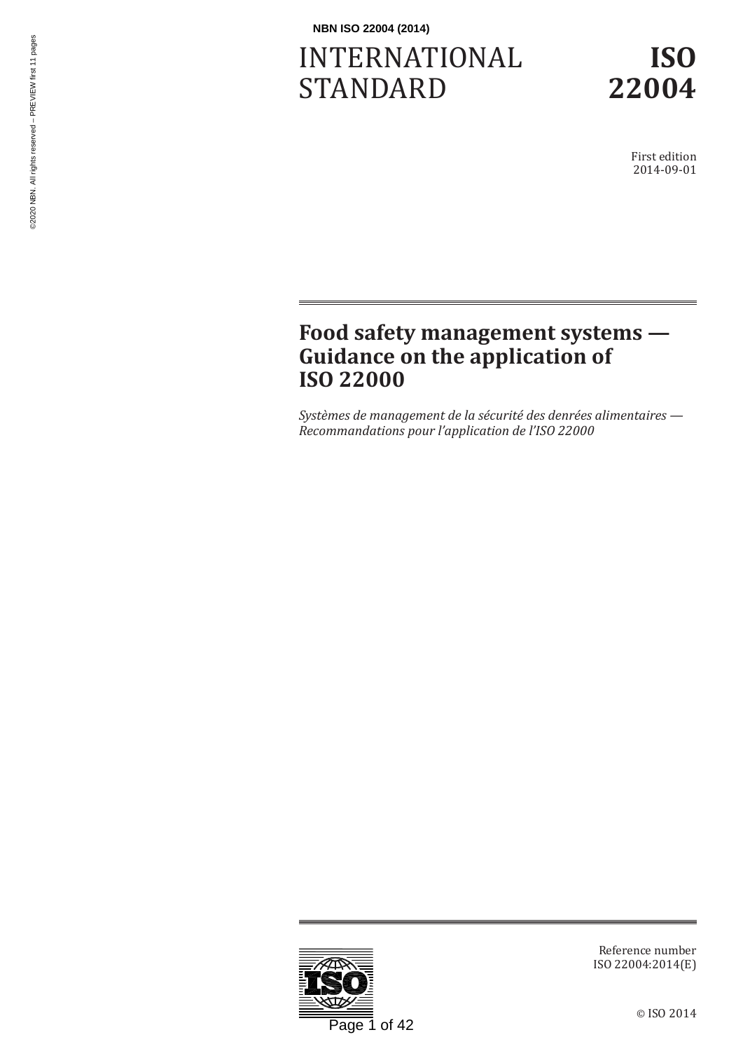# INTERNATIONAL STANDARD

# ISO 22004

First edition
2014-09-01

## Food safety management systems — Guidance on the application of ISO 22000

*Systèmes de management de la sécurité des denrées alimentaires — Recommandations pour l'application de l'ISO 22000*

Reference number
ISO 22004:2014(E)

© ISO 2014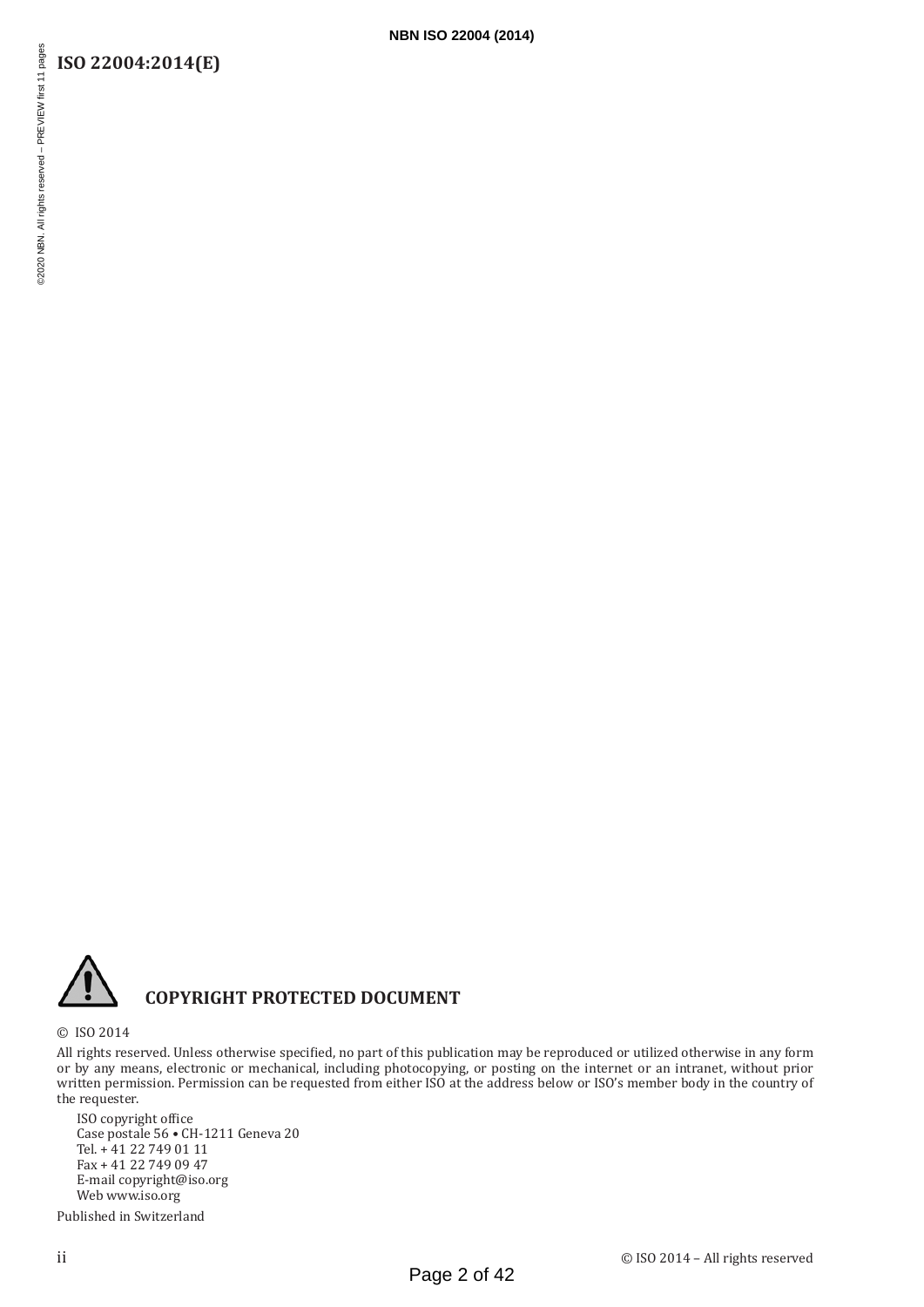**COPYRIGHT PROTECTED DOCUMENT**

© ISO 2014

All rights reserved. Unless otherwise specified, no part of this publication may be reproduced or utilized otherwise in any form or by any means, electronic or mechanical, including photocopying, or posting on the internet or an intranet, without prior written permission. Permission can be requested from either ISO at the address below or ISO's member body in the country of the requester.

ISO copyright office
Case postale 56 • CH-1211 Geneva 20
Tel. + 41 22 749 01 11
Fax + 41 22 749 09 47
E-mail copyright@iso.org
Web www.iso.org

Published in Switzerland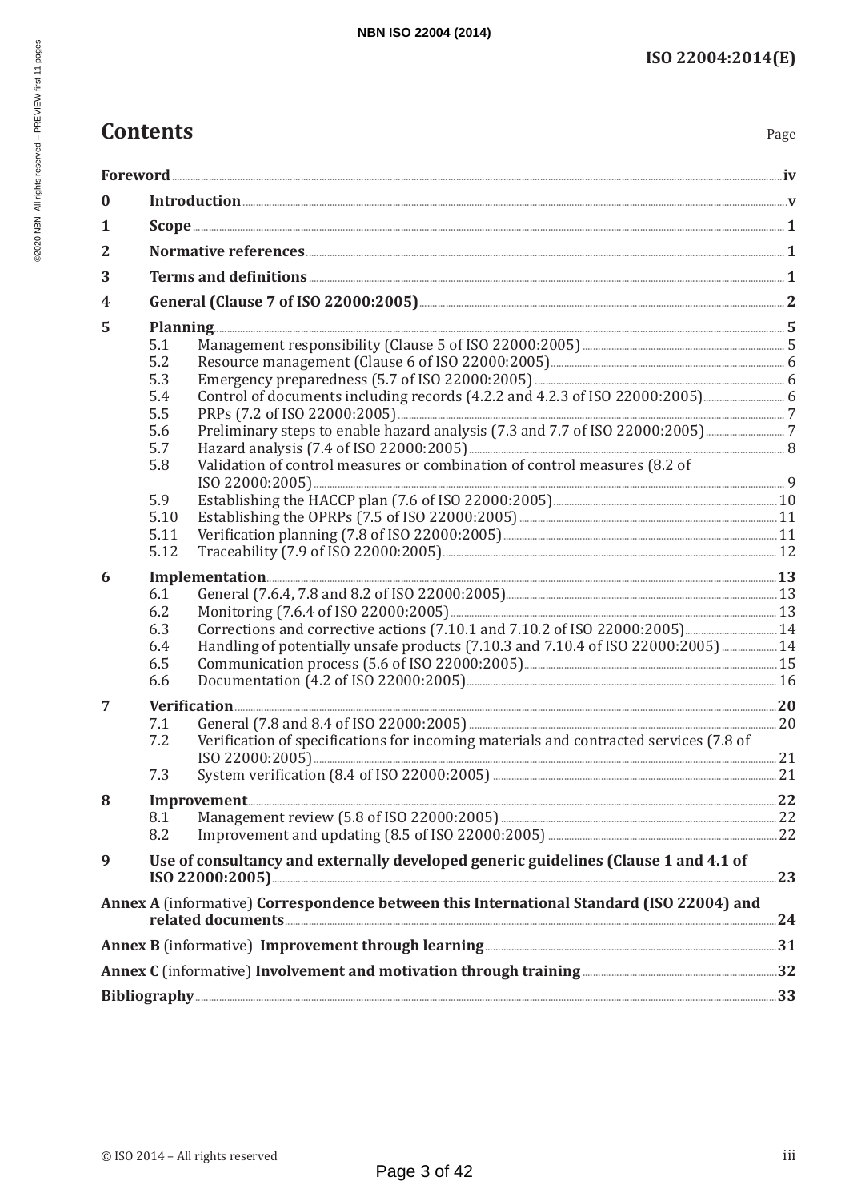# Contents

| | | Page |
|---|---|---|
| **Foreword** | | **iv** |
| **0** | **Introduction** | **v** |
| **1** | **Scope** | **1** |
| **2** | **Normative references** | **1** |
| **3** | **Terms and definitions** | **1** |
| **4** | **General (Clause 7 of ISO 22000:2005)** | **2** |
| **5** | **Planning** | **5** |
| | 5.1 Management responsibility (Clause 5 of ISO 22000:2005) | 5 |
| | 5.2 Resource management (Clause 6 of ISO 22000:2005) | 6 |
| | 5.3 Emergency preparedness (5.7 of ISO 22000:2005) | 6 |
| | 5.4 Control of documents including records (4.2.2 and 4.2.3 of ISO 22000:2005) | 6 |
| | 5.5 PRPs (7.2 of ISO 22000:2005) | 7 |
| | 5.6 Preliminary steps to enable hazard analysis (7.3 and 7.7 of ISO 22000:2005) | 7 |
| | 5.7 Hazard analysis (7.4 of ISO 22000:2005) | 8 |
| | 5.8 Validation of control measures or combination of control measures (8.2 of ISO 22000:2005) | 9 |
| | 5.9 Establishing the HACCP plan (7.6 of ISO 22000:2005) | 10 |
| | 5.10 Establishing the OPRPs (7.5 of ISO 22000:2005) | 11 |
| | 5.11 Verification planning (7.8 of ISO 22000:2005) | 11 |
| | 5.12 Traceability (7.9 of ISO 22000:2005) | 12 |
| **6** | **Implementation** | **13** |
| | 6.1 General (7.6.4, 7.8 and 8.2 of ISO 22000:2005) | 13 |
| | 6.2 Monitoring (7.6.4 of ISO 22000:2005) | 13 |
| | 6.3 Corrections and corrective actions (7.10.1 and 7.10.2 of ISO 22000:2005) | 14 |
| | 6.4 Handling of potentially unsafe products (7.10.3 and 7.10.4 of ISO 22000:2005) | 14 |
| | 6.5 Communication process (5.6 of ISO 22000:2005) | 15 |
| | 6.6 Documentation (4.2 of ISO 22000:2005) | 16 |
| **7** | **Verification** | **20** |
| | 7.1 General (7.8 and 8.4 of ISO 22000:2005) | 20 |
| | 7.2 Verification of specifications for incoming materials and contracted services (7.8 of ISO 22000:2005) | 21 |
| | 7.3 System verification (8.4 of ISO 22000:2005) | 21 |
| **8** | **Improvement** | **22** |
| | 8.1 Management review (5.8 of ISO 22000:2005) | 22 |
| | 8.2 Improvement and updating (8.5 of ISO 22000:2005) | 22 |
| **9** | **Use of consultancy and externally developed generic guidelines (Clause 1 and 4.1 of ISO 22000:2005)** | **23** |
| **Annex A** (informative) **Correspondence between this International Standard (ISO 22004) and related documents** | | **24** |
| **Annex B** (informative) **Improvement through learning** | | **31** |
| **Annex C** (informative) **Involvement and motivation through training** | | **32** |
| **Bibliography** | | **33** |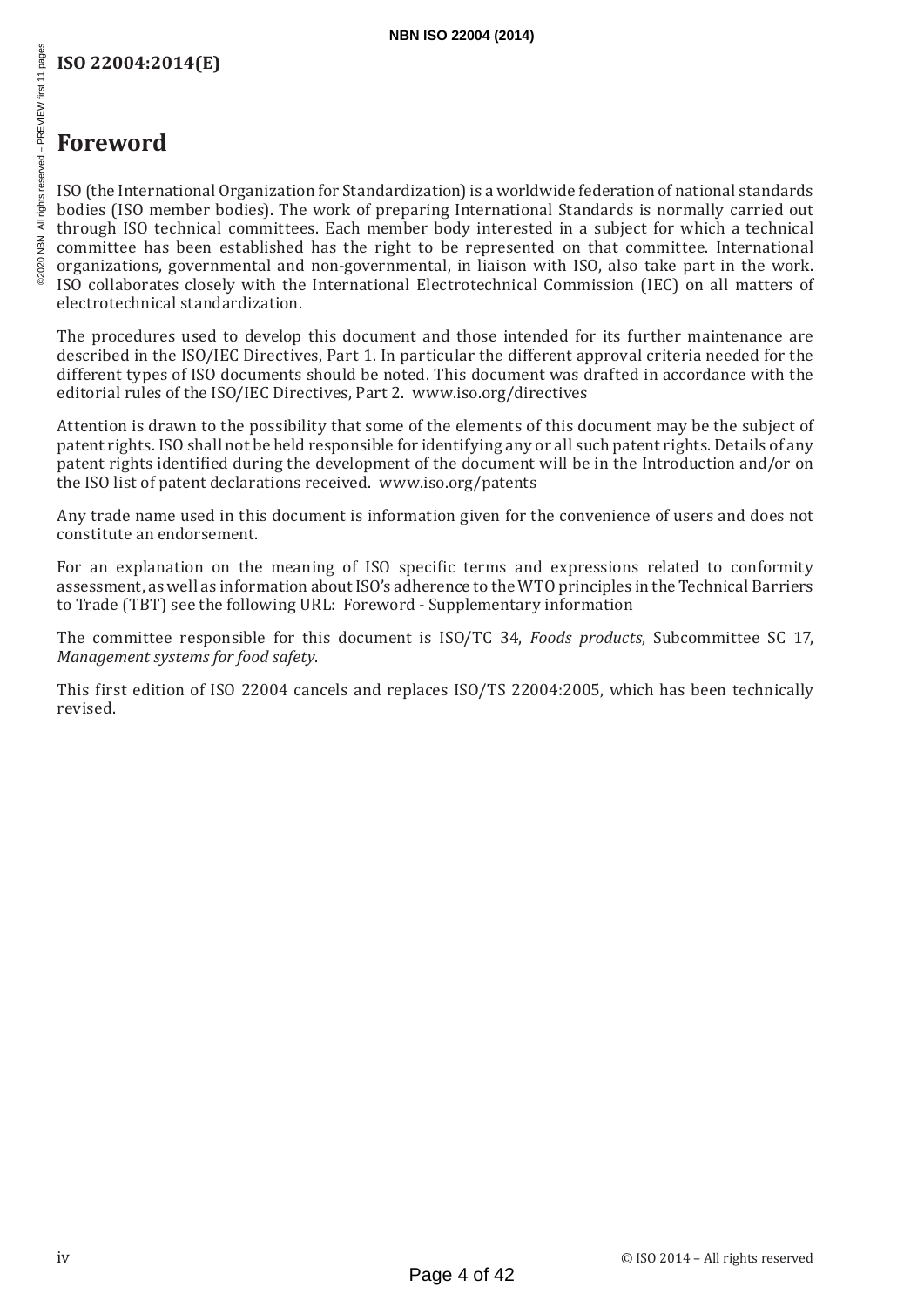# Foreword

ISO (the International Organization for Standardization) is a worldwide federation of national standards bodies (ISO member bodies). The work of preparing International Standards is normally carried out through ISO technical committees. Each member body interested in a subject for which a technical committee has been established has the right to be represented on that committee. International organizations, governmental and non-governmental, in liaison with ISO, also take part in the work. ISO collaborates closely with the International Electrotechnical Commission (IEC) on all matters of electrotechnical standardization.

The procedures used to develop this document and those intended for its further maintenance are described in the ISO/IEC Directives, Part 1. In particular the different approval criteria needed for the different types of ISO documents should be noted. This document was drafted in accordance with the editorial rules of the ISO/IEC Directives, Part 2. www.iso.org/directives

Attention is drawn to the possibility that some of the elements of this document may be the subject of patent rights. ISO shall not be held responsible for identifying any or all such patent rights. Details of any patent rights identified during the development of the document will be in the Introduction and/or on the ISO list of patent declarations received. www.iso.org/patents

Any trade name used in this document is information given for the convenience of users and does not constitute an endorsement.

For an explanation on the meaning of ISO specific terms and expressions related to conformity assessment, as well as information about ISO's adherence to the WTO principles in the Technical Barriers to Trade (TBT) see the following URL: Foreword - Supplementary information

The committee responsible for this document is ISO/TC 34, *Foods products*, Subcommittee SC 17, *Management systems for food safety*.

This first edition of ISO 22004 cancels and replaces ISO/TS 22004:2005, which has been technically revised.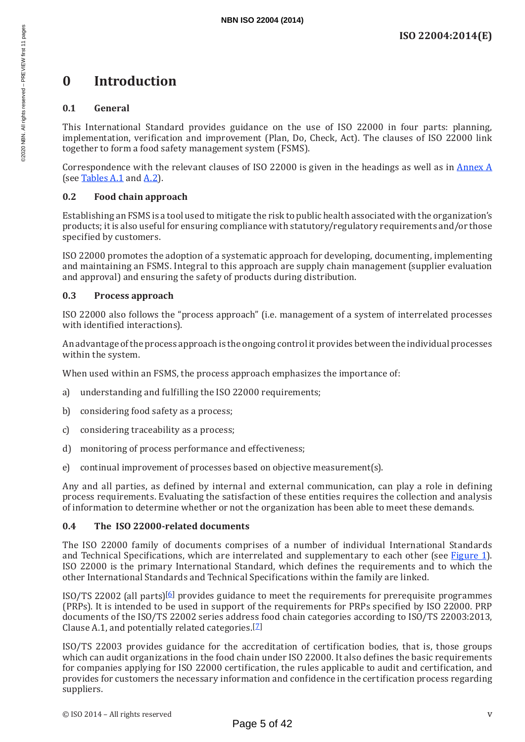# 0 Introduction

## 0.1 General

This International Standard provides guidance on the use of ISO 22000 in four parts: planning, implementation, verification and improvement (Plan, Do, Check, Act). The clauses of ISO 22000 link together to form a food safety management system (FSMS).

Correspondence with the relevant clauses of ISO 22000 is given in the headings as well as in Annex A (see Tables A.1 and A.2).

## 0.2 Food chain approach

Establishing an FSMS is a tool used to mitigate the risk to public health associated with the organization's products; it is also useful for ensuring compliance with statutory/regulatory requirements and/or those specified by customers.

ISO 22000 promotes the adoption of a systematic approach for developing, documenting, implementing and maintaining an FSMS. Integral to this approach are supply chain management (supplier evaluation and approval) and ensuring the safety of products during distribution.

## 0.3 Process approach

ISO 22000 also follows the "process approach" (i.e. management of a system of interrelated processes with identified interactions).

An advantage of the process approach is the ongoing control it provides between the individual processes within the system.

When used within an FSMS, the process approach emphasizes the importance of:

a) understanding and fulfilling the ISO 22000 requirements;

b) considering food safety as a process;

c) considering traceability as a process;

d) monitoring of process performance and effectiveness;

e) continual improvement of processes based on objective measurement(s).

Any and all parties, as defined by internal and external communication, can play a role in defining process requirements. Evaluating the satisfaction of these entities requires the collection and analysis of information to determine whether or not the organization has been able to meet these demands.

## 0.4 The ISO 22000-related documents

The ISO 22000 family of documents comprises of a number of individual International Standards and Technical Specifications, which are interrelated and supplementary to each other (see Figure 1). ISO 22000 is the primary International Standard, which defines the requirements and to which the other International Standards and Technical Specifications within the family are linked.

ISO/TS 22002 (all parts)[6] provides guidance to meet the requirements for prerequisite programmes (PRPs). It is intended to be used in support of the requirements for PRPs specified by ISO 22000. PRP documents of the ISO/TS 22002 series address food chain categories according to ISO/TS 22003:2013, Clause A.1, and potentially related categories.[7]

ISO/TS 22003 provides guidance for the accreditation of certification bodies, that is, those groups which can audit organizations in the food chain under ISO 22000. It also defines the basic requirements for companies applying for ISO 22000 certification, the rules applicable to audit and certification, and provides for customers the necessary information and confidence in the certification process regarding suppliers.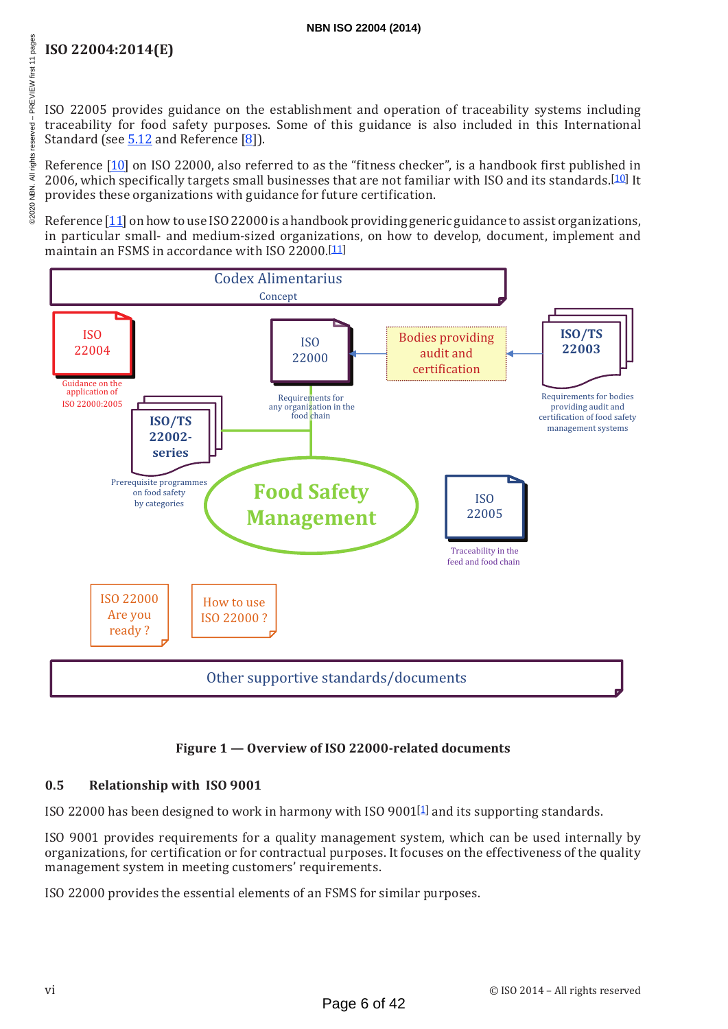ISO 22005 provides guidance on the establishment and operation of traceability systems including traceability for food safety purposes. Some of this guidance is also included in this International Standard (see 5.12 and Reference [8]).

Reference [10] on ISO 22000, also referred to as the "fitness checker", is a handbook first published in 2006, which specifically targets small businesses that are not familiar with ISO and its standards.[10] It provides these organizations with guidance for future certification.

Reference [11] on how to use ISO 22000 is a handbook providing generic guidance to assist organizations, in particular small- and medium-sized organizations, on how to develop, document, implement and maintain an FSMS in accordance with ISO 22000.[11]

Codex Alimentarius
Concept

ISO 22004
Guidance on the application of ISO 22000:2005

ISO 22000
Requirements for any organization in the food chain

Bodies providing audit and certification

ISO/TS 22003
Requirements for bodies providing audit and certification of food safety management systems

ISO/TS 22002-series
Prerequisite programmes on food safety by categories

Food Safety Management

ISO 22005
Traceability in the feed and food chain

ISO 22000 Are you ready ?

How to use ISO 22000 ?

Other supportive standards/documents

**Figure 1 — Overview of ISO 22000-related documents**

## 0.5 Relationship with ISO 9001

ISO 22000 has been designed to work in harmony with ISO 9001[1] and its supporting standards.

ISO 9001 provides requirements for a quality management system, which can be used internally by organizations, for certification or for contractual purposes. It focuses on the effectiveness of the quality management system in meeting customers' requirements.

ISO 22000 provides the essential elements of an FSMS for similar purposes.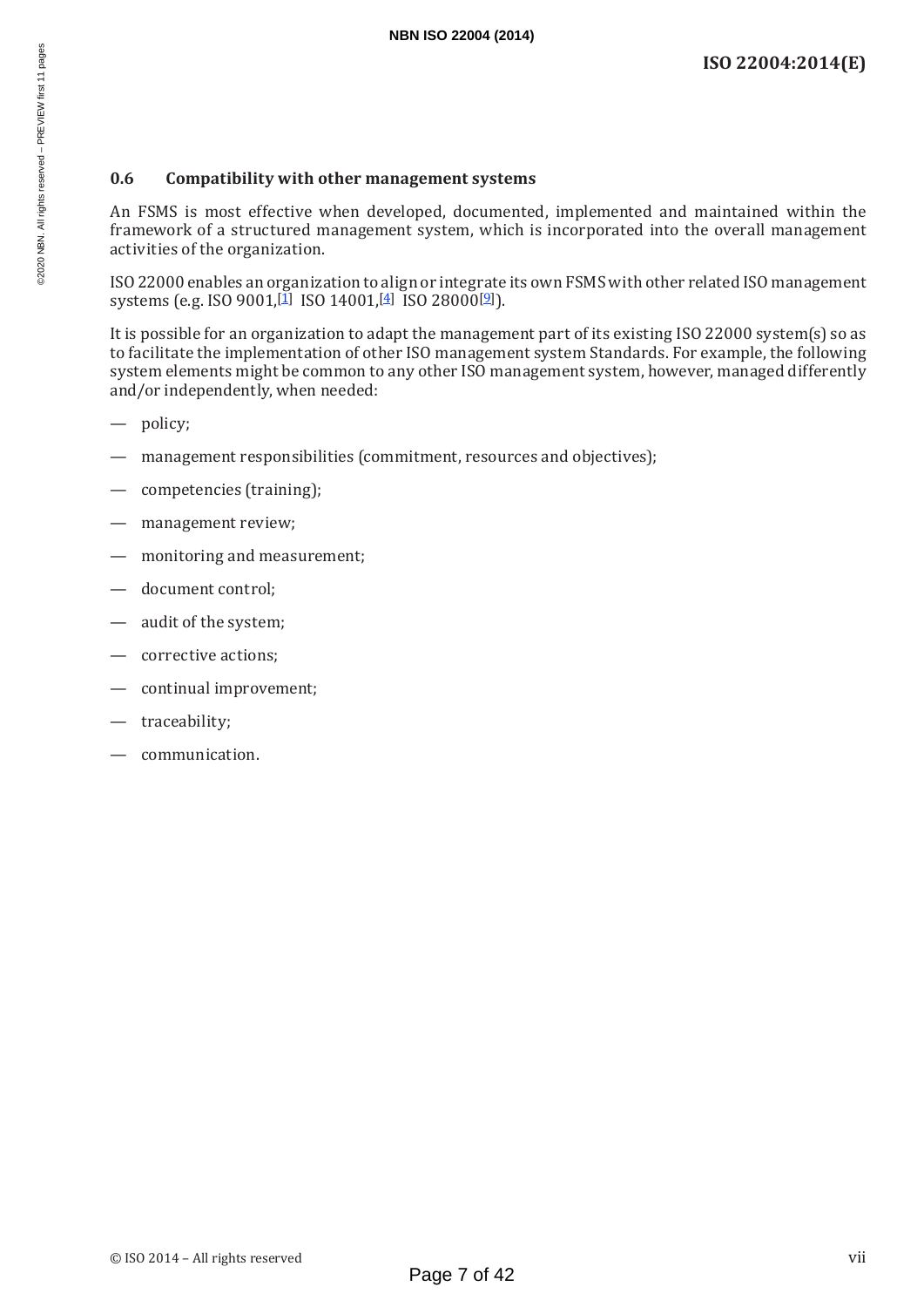### 0.6 Compatibility with other management systems

An FSMS is most effective when developed, documented, implemented and maintained within the framework of a structured management system, which is incorporated into the overall management activities of the organization.

ISO 22000 enables an organization to align or integrate its own FSMS with other related ISO management systems (e.g. ISO 9001,[1] ISO 14001,[4] ISO 28000[9]).

It is possible for an organization to adapt the management part of its existing ISO 22000 system(s) so as to facilitate the implementation of other ISO management system Standards. For example, the following system elements might be common to any other ISO management system, however, managed differently and/or independently, when needed:

- policy;
- management responsibilities (commitment, resources and objectives);
- competencies (training);
- management review;
- monitoring and measurement;
- document control;
- audit of the system;
- corrective actions;
- continual improvement;
- traceability;
- communication.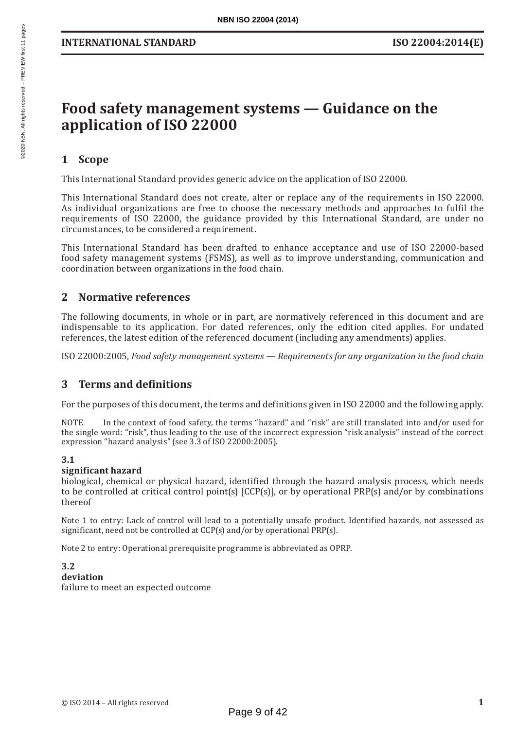# Food safety management systems — Guidance on the application of ISO 22000

## 1 Scope

This International Standard provides generic advice on the application of ISO 22000.

This International Standard does not create, alter or replace any of the requirements in ISO 22000. As individual organizations are free to choose the necessary methods and approaches to fulfil the requirements of ISO 22000, the guidance provided by this International Standard, are under no circumstances, to be considered a requirement.

This International Standard has been drafted to enhance acceptance and use of ISO 22000-based food safety management systems (FSMS), as well as to improve understanding, communication and coordination between organizations in the food chain.

## 2 Normative references

The following documents, in whole or in part, are normatively referenced in this document and are indispensable to its application. For dated references, only the edition cited applies. For undated references, the latest edition of the referenced document (including any amendments) applies.

ISO 22000:2005, *Food safety management systems — Requirements for any organization in the food chain*

## 3 Terms and definitions

For the purposes of this document, the terms and definitions given in ISO 22000 and the following apply.

NOTE In the context of food safety, the terms "hazard" and "risk" are still translated into and/or used for the single word: "risk", thus leading to the use of the incorrect expression "risk analysis" instead of the correct expression "hazard analysis" (see 3.3 of ISO 22000:2005).

**3.1**
**significant hazard**
biological, chemical or physical hazard, identified through the hazard analysis process, which needs to be controlled at critical control point(s) [CCP(s)], or by operational PRP(s) and/or by combinations thereof

Note 1 to entry: Lack of control will lead to a potentially unsafe product. Identified hazards, not assessed as significant, need not be controlled at CCP(s) and/or by operational PRP(s).

Note 2 to entry: Operational prerequisite programme is abbreviated as OPRP.

**3.2**
**deviation**
failure to meet an expected outcome